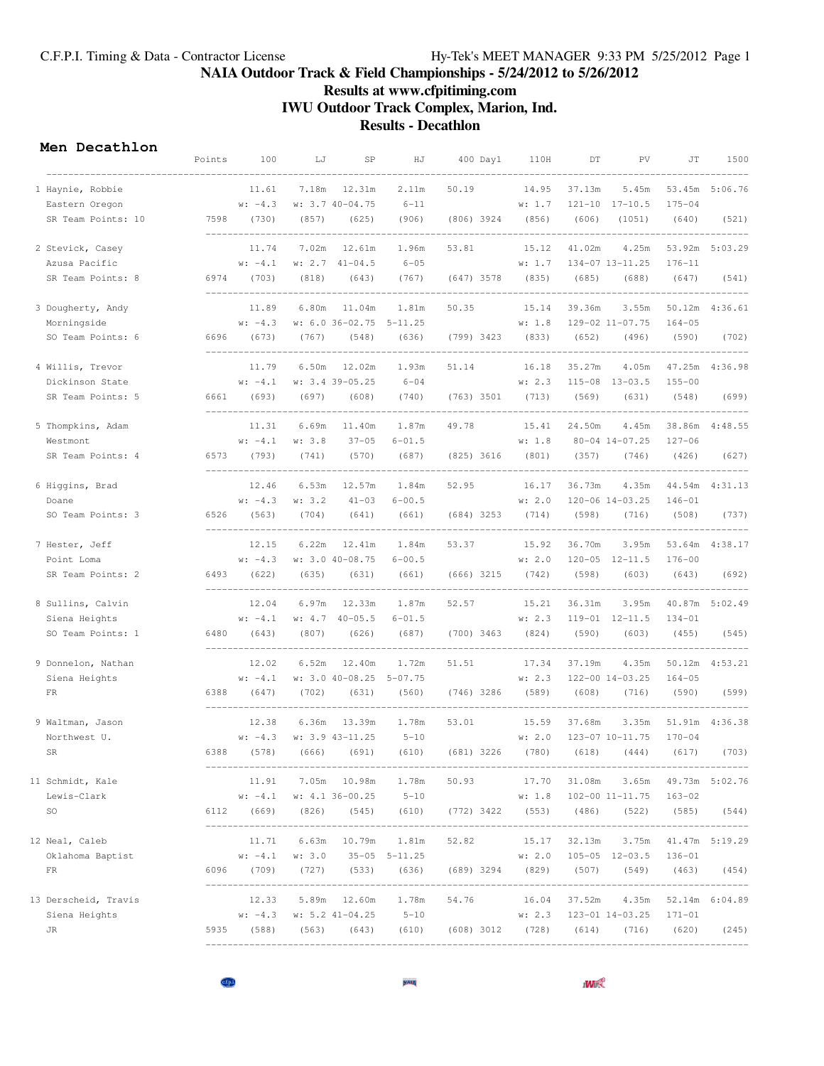# NAIA Outdoor Track & Field Championships - 5/24/2012 to 5/26/2012

## Results at www.cfpitiming.com

## IWU Outdoor Track Complex, Marion, Ind.

## Results - Decathlon

### Men Decathlon

| | Points | 100 | LJ | SP | HJ | 400 | Day1 | 110H | DT | PV | JT | 1500 |
|---|---|---|---|---|---|---|---|---|---|---|---|---|
| 1 Haynie, Robbie | | 11.61 | 7.18m | 12.31m | 2.11m | 50.19 | | 14.95 | 37.13m | 5.45m | 53.45m | 5:06.76 |
| Eastern Oregon | | w: -4.3 | w: 3.7 | 40-04.75 | 6-11 | | | w: 1.7 | 121-10 | 17-10.5 | 175-04 | |
| SR Team Points: 10 | 7598 | (730) | (857) | (625) | (906) | (806) | 3924 | (856) | (606) | (1051) | (640) | (521) |
| 2 Stevick, Casey | | 11.74 | 7.02m | 12.61m | 1.96m | 53.81 | | 15.12 | 41.02m | 4.25m | 53.92m | 5:03.29 |
| Azusa Pacific | | w: -4.1 | w: 2.7 | 41-04.5 | 6-05 | | | w: 1.7 | 134-07 | 13-11.25 | 176-11 | |
| SR Team Points: 8 | 6974 | (703) | (818) | (643) | (767) | (647) | 3578 | (835) | (685) | (688) | (647) | (541) |
| 3 Dougherty, Andy | | 11.89 | 6.80m | 11.04m | 1.81m | 50.35 | | 15.14 | 39.36m | 3.55m | 50.12m | 4:36.61 |
| Morningside | | w: -4.3 | w: 6.0 | 36-02.75 | 5-11.25 | | | w: 1.8 | 129-02 | 11-07.75 | 164-05 | |
| SO Team Points: 6 | 6696 | (673) | (767) | (548) | (636) | (799) | 3423 | (833) | (652) | (496) | (590) | (702) |
| 4 Willis, Trevor | | 11.79 | 6.50m | 12.02m | 1.93m | 51.14 | | 16.18 | 35.27m | 4.05m | 47.25m | 4:36.98 |
| Dickinson State | | w: -4.1 | w: 3.4 | 39-05.25 | 6-04 | | | w: 2.3 | 115-08 | 13-03.5 | 155-00 | |
| SR Team Points: 5 | 6661 | (693) | (697) | (608) | (740) | (763) | 3501 | (713) | (569) | (631) | (548) | (699) |
| 5 Thompkins, Adam | | 11.31 | 6.69m | 11.40m | 1.87m | 49.78 | | 15.41 | 24.50m | 4.45m | 38.86m | 4:48.55 |
| Westmont | | w: -4.1 | w: 3.8 | 37-05 | 6-01.5 | | | w: 1.8 | 80-04 | 14-07.25 | 127-06 | |
| SR Team Points: 4 | 6573 | (793) | (741) | (570) | (687) | (825) | 3616 | (801) | (357) | (746) | (426) | (627) |
| 6 Higgins, Brad | | 12.46 | 6.53m | 12.57m | 1.84m | 52.95 | | 16.17 | 36.73m | 4.35m | 44.54m | 4:31.13 |
| Doane | | w: -4.3 | w: 3.2 | 41-03 | 6-00.5 | | | w: 2.0 | 120-06 | 14-03.25 | 146-01 | |
| SO Team Points: 3 | 6526 | (563) | (704) | (641) | (661) | (684) | 3253 | (714) | (598) | (716) | (508) | (737) |
| 7 Hester, Jeff | | 12.15 | 6.22m | 12.41m | 1.84m | 53.37 | | 15.92 | 36.70m | 3.95m | 53.64m | 4:38.17 |
| Point Loma | | w: -4.3 | w: 3.0 | 40-08.75 | 6-00.5 | | | w: 2.0 | 120-05 | 12-11.5 | 176-00 | |
| SR Team Points: 2 | 6493 | (622) | (635) | (631) | (661) | (666) | 3215 | (742) | (598) | (603) | (643) | (692) |
| 8 Sullins, Calvin | | 12.04 | 6.97m | 12.33m | 1.87m | 52.57 | | 15.21 | 36.31m | 3.95m | 40.87m | 5:02.49 |
| Siena Heights | | w: -4.1 | w: 4.7 | 40-05.5 | 6-01.5 | | | w: 2.3 | 119-01 | 12-11.5 | 134-01 | |
| SO Team Points: 1 | 6480 | (643) | (807) | (626) | (687) | (700) | 3463 | (824) | (590) | (603) | (455) | (545) |
| 9 Donnelon, Nathan | | 12.02 | 6.52m | 12.40m | 1.72m | 51.51 | | 17.34 | 37.19m | 4.35m | 50.12m | 4:53.21 |
| Siena Heights | | w: -4.1 | w: 3.0 | 40-08.25 | 5-07.75 | | | w: 2.3 | 122-00 | 14-03.25 | 164-05 | |
| FR | 6388 | (647) | (702) | (631) | (560) | (746) | 3286 | (589) | (608) | (716) | (590) | (599) |
| 9 Waltman, Jason | | 12.38 | 6.36m | 13.39m | 1.78m | 53.01 | | 15.59 | 37.68m | 3.35m | 51.91m | 4:36.38 |
| Northwest U. | | w: -4.3 | w: 3.9 | 43-11.25 | 5-10 | | | w: 2.0 | 123-07 | 10-11.75 | 170-04 | |
| SR | 6388 | (578) | (666) | (691) | (610) | (681) | 3226 | (780) | (618) | (444) | (617) | (703) |
| 11 Schmidt, Kale | | 11.91 | 7.05m | 10.98m | 1.78m | 50.93 | | 17.70 | 31.08m | 3.65m | 49.73m | 5:02.76 |
| Lewis-Clark | | w: -4.1 | w: 4.1 | 36-00.25 | 5-10 | | | w: 1.8 | 102-00 | 11-11.75 | 163-02 | |
| SO | 6112 | (669) | (826) | (545) | (610) | (772) | 3422 | (553) | (486) | (522) | (585) | (544) |
| 12 Neal, Caleb | | 11.71 | 6.63m | 10.79m | 1.81m | 52.82 | | 15.17 | 32.13m | 3.75m | 41.47m | 5:19.29 |
| Oklahoma Baptist | | w: -4.1 | w: 3.0 | 35-05 | 5-11.25 | | | w: 2.0 | 105-05 | 12-03.5 | 136-01 | |
| FR | 6096 | (709) | (727) | (533) | (636) | (689) | 3294 | (829) | (507) | (549) | (463) | (454) |
| 13 Derscheid, Travis | | 12.33 | 5.89m | 12.60m | 1.78m | 54.76 | | 16.04 | 37.52m | 4.35m | 52.14m | 6:04.89 |
| Siena Heights | | w: -4.3 | w: 5.2 | 41-04.25 | 5-10 | | | w: 2.3 | 123-01 | 14-03.25 | 171-01 | |
| JR | 5935 | (588) | (563) | (643) | (610) | (608) | 3012 | (728) | (614) | (716) | (620) | (245) |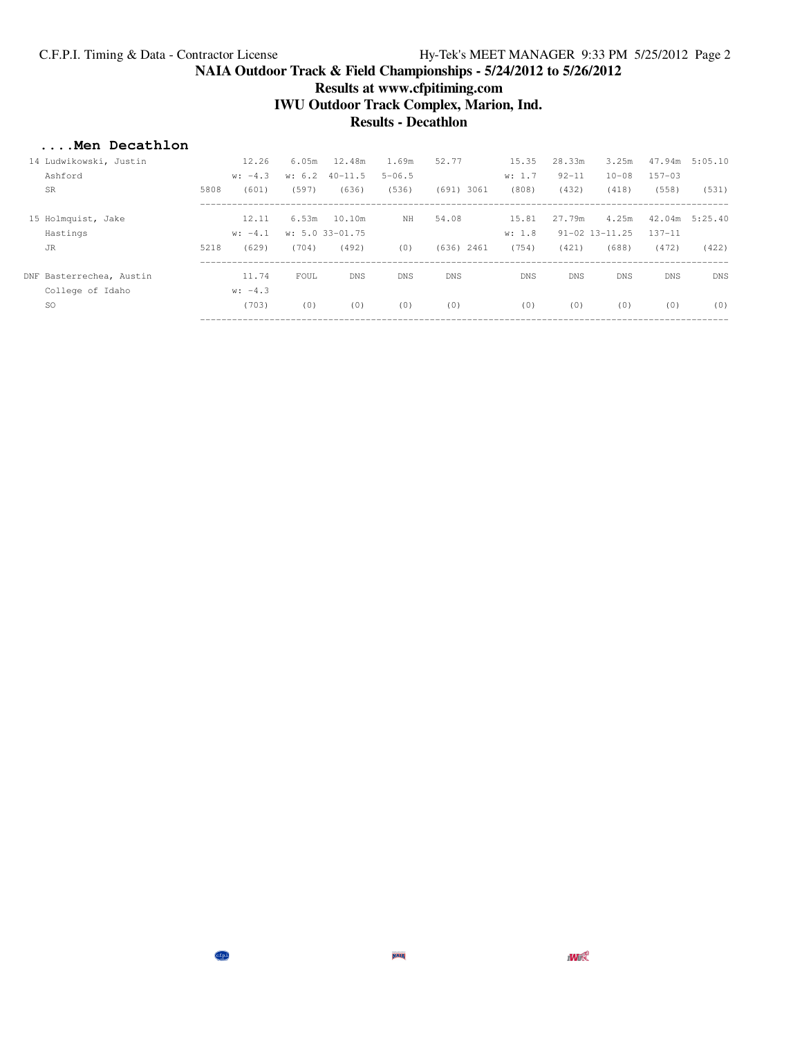# NAIA Outdoor Track & Field Championships - 5/24/2012 to 5/26/2012

## Results at www.cfpitiming.com

## IWU Outdoor Track Complex, Marion, Ind.

## Results - Decathlon

### ....Men Decathlon

| | | | | | | | | | | | |
|---|---|---|---|---|---|---|---|---|---|---|---|
| 14 Ludwikowski, Justin | | 12.26 | 6.05m | 12.48m | 1.69m | 52.77 | 15.35 | 28.33m | 3.25m | 47.94m | 5:05.10 |
| Ashford | | w: -4.3 | w: 6.2 | 40-11.5 | 5-06.5 | | w: 1.7 | 92-11 | 10-08 | 157-03 | |
| SR | 5808 | (601) | (597) | (636) | (536) | (691) 3061 | (808) | (432) | (418) | (558) | (531) |
| 15 Holmquist, Jake | | 12.11 | 6.53m | 10.10m | NH | 54.08 | 15.81 | 27.79m | 4.25m | 42.04m | 5:25.40 |
| Hastings | | w: -4.1 | w: 5.0 | 33-01.75 | | | w: 1.8 | 91-02 | 13-11.25 | 137-11 | |
| JR | 5218 | (629) | (704) | (492) | (0) | (636) 2461 | (754) | (421) | (688) | (472) | (422) |
| DNF Basterrechea, Austin | | 11.74 | FOUL | DNS | DNS | DNS | DNS | DNS | DNS | DNS | DNS |
| College of Idaho | | w: -4.3 | | | | | | | | | |
| SO | | (703) | (0) | (0) | (0) | (0) | (0) | (0) | (0) | (0) | (0) |